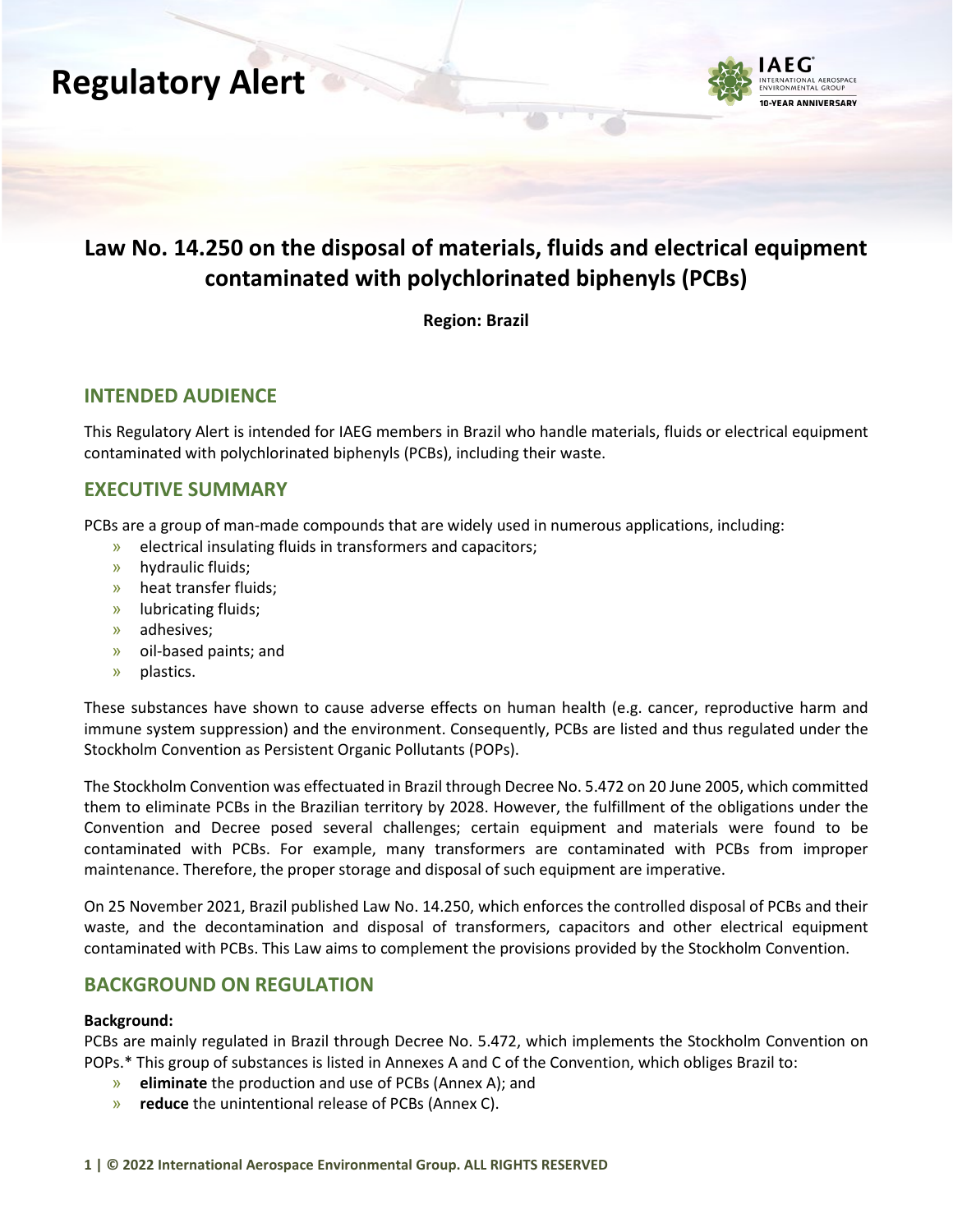# Regulatory Alert

## Law No. 14.250 on the disposal of materials, fluids and electrical equipment contaminated with polychlorinated biphenyls (PCBs)

**Region: Brazil**

## INTENDED AUDIENCE

This Regulatory Alert is intended for IAEG members in Brazil who handle materials, fluids or electrical equipment contaminated with polychlorinated biphenyls (PCBs), including their waste.

## EXECUTIVE SUMMARY

PCBs are a group of man-made compounds that are widely used in numerous applications, including:

- electrical insulating fluids in transformers and capacitors;
- hydraulic fluids;
- heat transfer fluids;
- lubricating fluids;
- adhesives;
- oil-based paints; and
- plastics.

These substances have shown to cause adverse effects on human health (e.g. cancer, reproductive harm and immune system suppression) and the environment. Consequently, PCBs are listed and thus regulated under the Stockholm Convention as Persistent Organic Pollutants (POPs).

The Stockholm Convention was effectuated in Brazil through Decree No. 5.472 on 20 June 2005, which committed them to eliminate PCBs in the Brazilian territory by 2028. However, the fulfillment of the obligations under the Convention and Decree posed several challenges; certain equipment and materials were found to be contaminated with PCBs. For example, many transformers are contaminated with PCBs from improper maintenance. Therefore, the proper storage and disposal of such equipment are imperative.

On 25 November 2021, Brazil published Law No. 14.250, which enforces the controlled disposal of PCBs and their waste, and the decontamination and disposal of transformers, capacitors and other electrical equipment contaminated with PCBs. This Law aims to complement the provisions provided by the Stockholm Convention.

## BACKGROUND ON REGULATION

**Background:**

PCBs are mainly regulated in Brazil through Decree No. 5.472, which implements the Stockholm Convention on POPs.* This group of substances is listed in Annexes A and C of the Convention, which obliges Brazil to:

- **eliminate** the production and use of PCBs (Annex A); and
- **reduce** the unintentional release of PCBs (Annex C).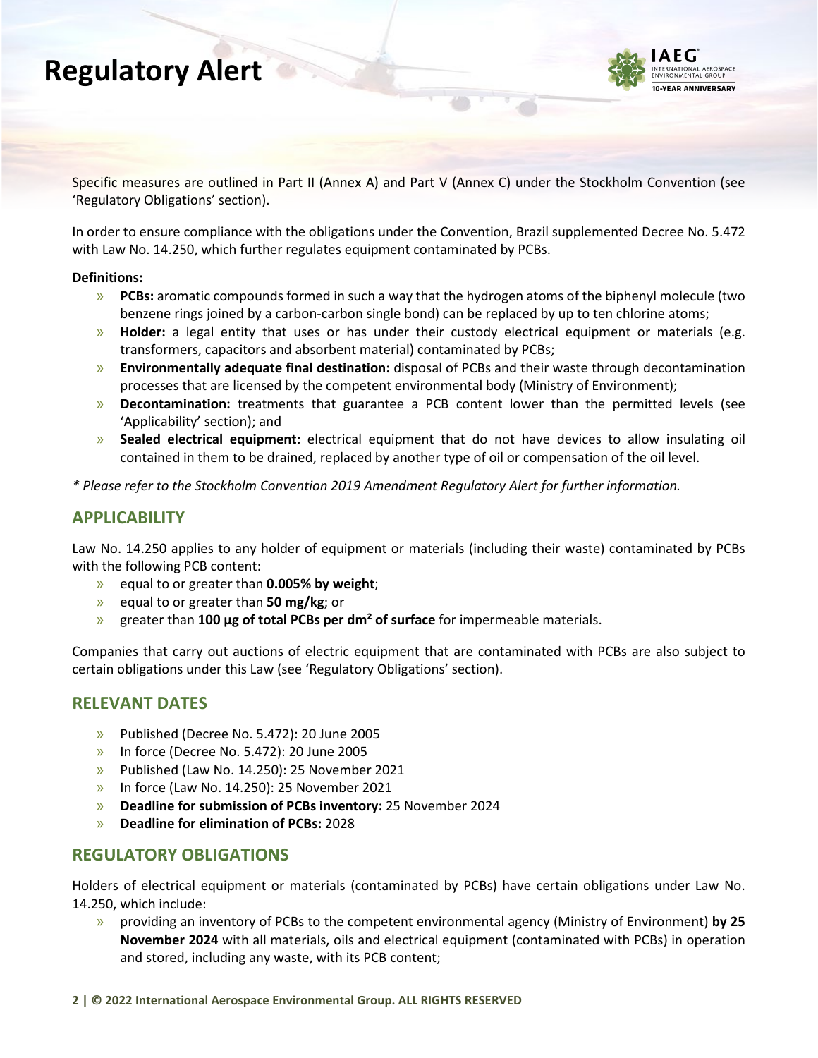Specific measures are outlined in Part II (Annex A) and Part V (Annex C) under the Stockholm Convention (see 'Regulatory Obligations' section).

In order to ensure compliance with the obligations under the Convention, Brazil supplemented Decree No. 5.472 with Law No. 14.250, which further regulates equipment contaminated by PCBs.

**Definitions:**

- **PCBs:** aromatic compounds formed in such a way that the hydrogen atoms of the biphenyl molecule (two benzene rings joined by a carbon-carbon single bond) can be replaced by up to ten chlorine atoms;
- **Holder:** a legal entity that uses or has under their custody electrical equipment or materials (e.g. transformers, capacitors and absorbent material) contaminated by PCBs;
- **Environmentally adequate final destination:** disposal of PCBs and their waste through decontamination processes that are licensed by the competent environmental body (Ministry of Environment);
- **Decontamination:** treatments that guarantee a PCB content lower than the permitted levels (see 'Applicability' section); and
- **Sealed electrical equipment:** electrical equipment that do not have devices to allow insulating oil contained in them to be drained, replaced by another type of oil or compensation of the oil level.

*\* Please refer to the Stockholm Convention 2019 Amendment Regulatory Alert for further information.*

## APPLICABILITY

Law No. 14.250 applies to any holder of equipment or materials (including their waste) contaminated by PCBs with the following PCB content:

- equal to or greater than **0.005% by weight**;
- equal to or greater than **50 mg/kg**; or
- greater than **100 µg of total PCBs per dm² of surface** for impermeable materials.

Companies that carry out auctions of electric equipment that are contaminated with PCBs are also subject to certain obligations under this Law (see 'Regulatory Obligations' section).

## RELEVANT DATES

- Published (Decree No. 5.472): 20 June 2005
- In force (Decree No. 5.472): 20 June 2005
- Published (Law No. 14.250): 25 November 2021
- In force (Law No. 14.250): 25 November 2021
- **Deadline for submission of PCBs inventory:** 25 November 2024
- **Deadline for elimination of PCBs:** 2028

## REGULATORY OBLIGATIONS

Holders of electrical equipment or materials (contaminated by PCBs) have certain obligations under Law No. 14.250, which include:

- providing an inventory of PCBs to the competent environmental agency (Ministry of Environment) **by 25 November 2024** with all materials, oils and electrical equipment (contaminated with PCBs) in operation and stored, including any waste, with its PCB content;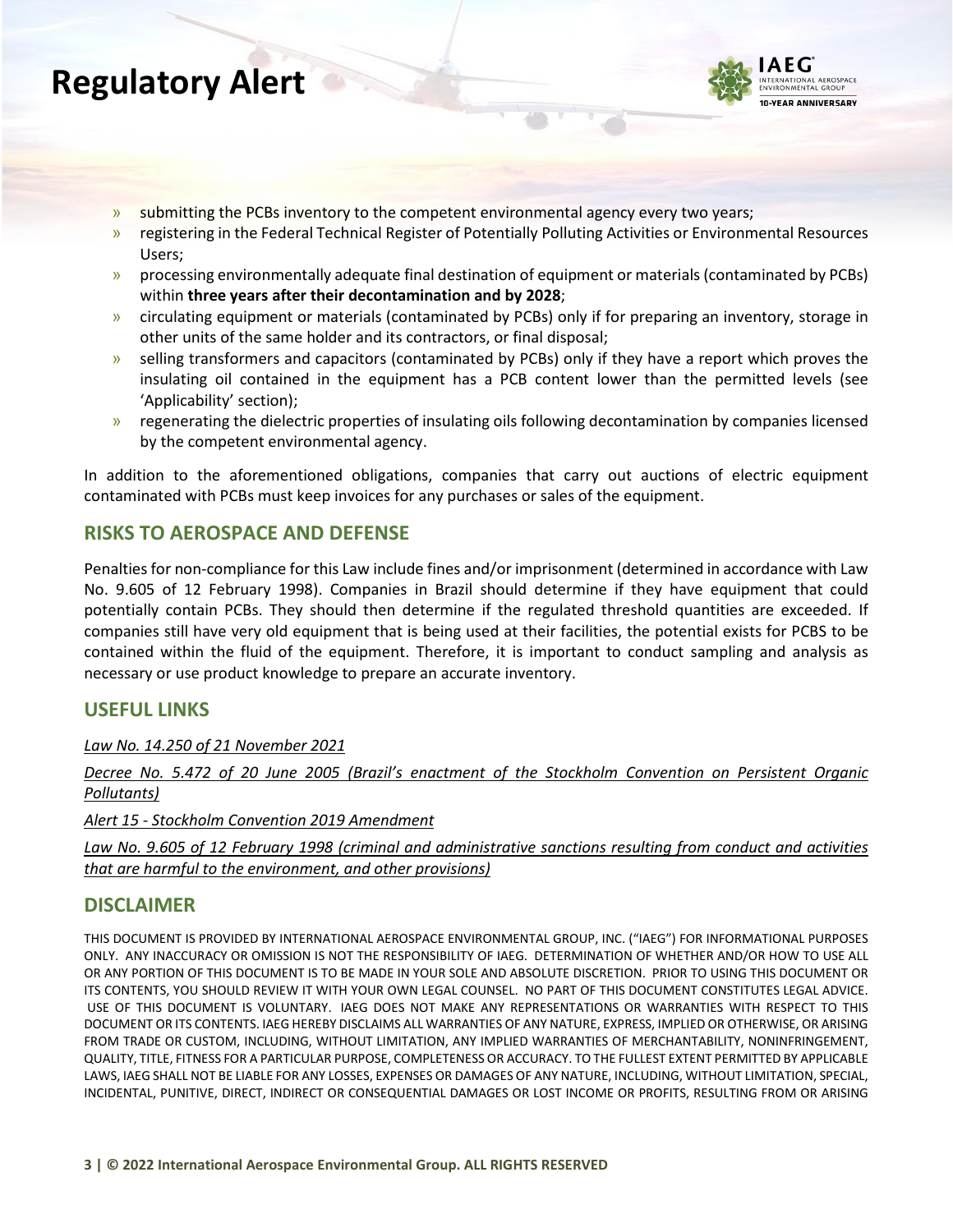- submitting the PCBs inventory to the competent environmental agency every two years;
- registering in the Federal Technical Register of Potentially Polluting Activities or Environmental Resources Users;
- processing environmentally adequate final destination of equipment or materials (contaminated by PCBs) within **three years after their decontamination and by 2028**;
- circulating equipment or materials (contaminated by PCBs) only if for preparing an inventory, storage in other units of the same holder and its contractors, or final disposal;
- selling transformers and capacitors (contaminated by PCBs) only if they have a report which proves the insulating oil contained in the equipment has a PCB content lower than the permitted levels (see 'Applicability' section);
- regenerating the dielectric properties of insulating oils following decontamination by companies licensed by the competent environmental agency.

In addition to the aforementioned obligations, companies that carry out auctions of electric equipment contaminated with PCBs must keep invoices for any purchases or sales of the equipment.

## RISKS TO AEROSPACE AND DEFENSE

Penalties for non-compliance for this Law include fines and/or imprisonment (determined in accordance with Law No. 9.605 of 12 February 1998). Companies in Brazil should determine if they have equipment that could potentially contain PCBs. They should then determine if the regulated threshold quantities are exceeded. If companies still have very old equipment that is being used at their facilities, the potential exists for PCBS to be contained within the fluid of the equipment. Therefore, it is important to conduct sampling and analysis as necessary or use product knowledge to prepare an accurate inventory.

## USEFUL LINKS

*Law No. 14.250 of 21 November 2021*

*Decree No. 5.472 of 20 June 2005 (Brazil's enactment of the Stockholm Convention on Persistent Organic Pollutants)*

*Alert 15 - Stockholm Convention 2019 Amendment*

*Law No. 9.605 of 12 February 1998 (criminal and administrative sanctions resulting from conduct and activities that are harmful to the environment, and other provisions)*

## DISCLAIMER

THIS DOCUMENT IS PROVIDED BY INTERNATIONAL AEROSPACE ENVIRONMENTAL GROUP, INC. ("IAEG") FOR INFORMATIONAL PURPOSES ONLY. ANY INACCURACY OR OMISSION IS NOT THE RESPONSIBILITY OF IAEG. DETERMINATION OF WHETHER AND/OR HOW TO USE ALL OR ANY PORTION OF THIS DOCUMENT IS TO BE MADE IN YOUR SOLE AND ABSOLUTE DISCRETION. PRIOR TO USING THIS DOCUMENT OR ITS CONTENTS, YOU SHOULD REVIEW IT WITH YOUR OWN LEGAL COUNSEL. NO PART OF THIS DOCUMENT CONSTITUTES LEGAL ADVICE. USE OF THIS DOCUMENT IS VOLUNTARY. IAEG DOES NOT MAKE ANY REPRESENTATIONS OR WARRANTIES WITH RESPECT TO THIS DOCUMENT OR ITS CONTENTS. IAEG HEREBY DISCLAIMS ALL WARRANTIES OF ANY NATURE, EXPRESS, IMPLIED OR OTHERWISE, OR ARISING FROM TRADE OR CUSTOM, INCLUDING, WITHOUT LIMITATION, ANY IMPLIED WARRANTIES OF MERCHANTABILITY, NONINFRINGEMENT, QUALITY, TITLE, FITNESS FOR A PARTICULAR PURPOSE, COMPLETENESS OR ACCURACY. TO THE FULLEST EXTENT PERMITTED BY APPLICABLE LAWS, IAEG SHALL NOT BE LIABLE FOR ANY LOSSES, EXPENSES OR DAMAGES OF ANY NATURE, INCLUDING, WITHOUT LIMITATION, SPECIAL, INCIDENTAL, PUNITIVE, DIRECT, INDIRECT OR CONSEQUENTIAL DAMAGES OR LOST INCOME OR PROFITS, RESULTING FROM OR ARISING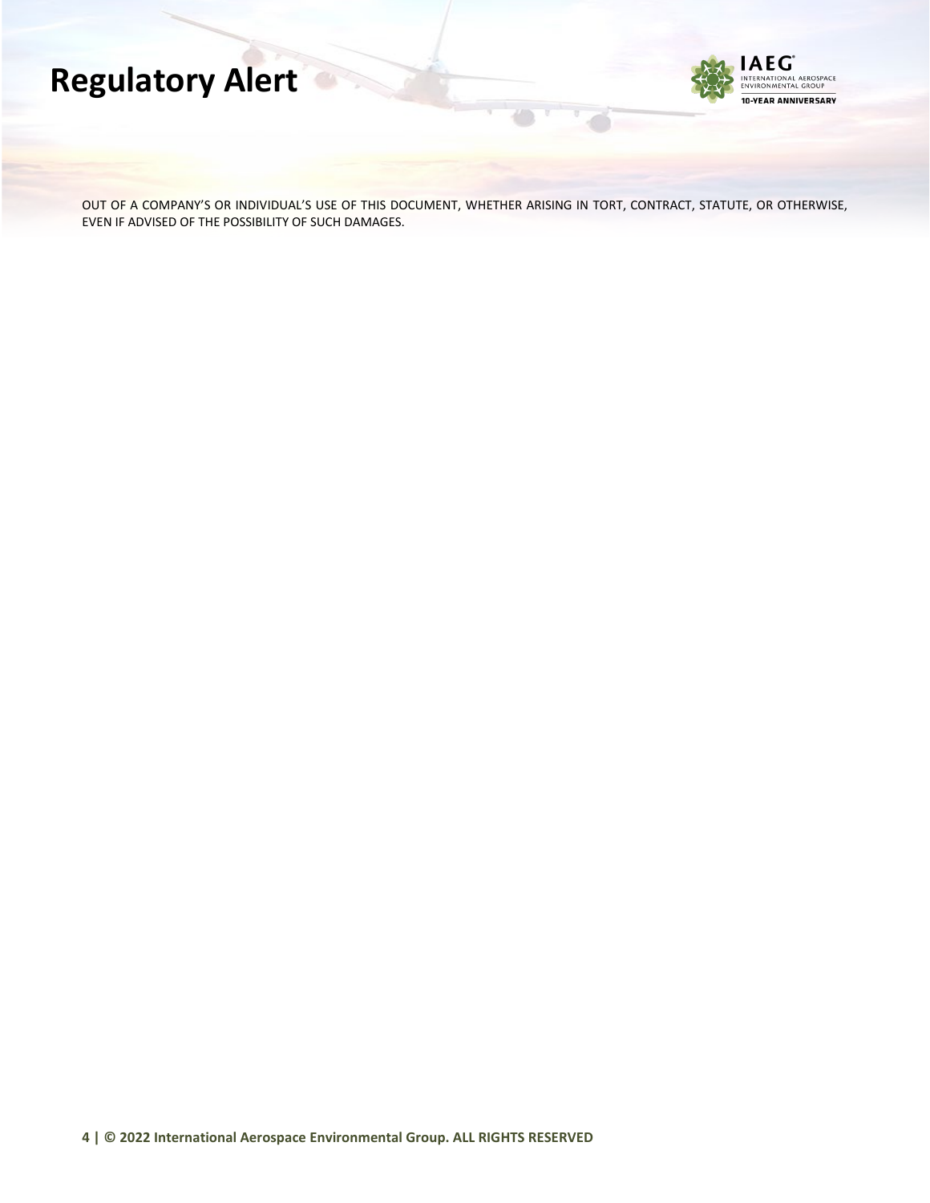OUT OF A COMPANY'S OR INDIVIDUAL'S USE OF THIS DOCUMENT, WHETHER ARISING IN TORT, CONTRACT, STATUTE, OR OTHERWISE, EVEN IF ADVISED OF THE POSSIBILITY OF SUCH DAMAGES.